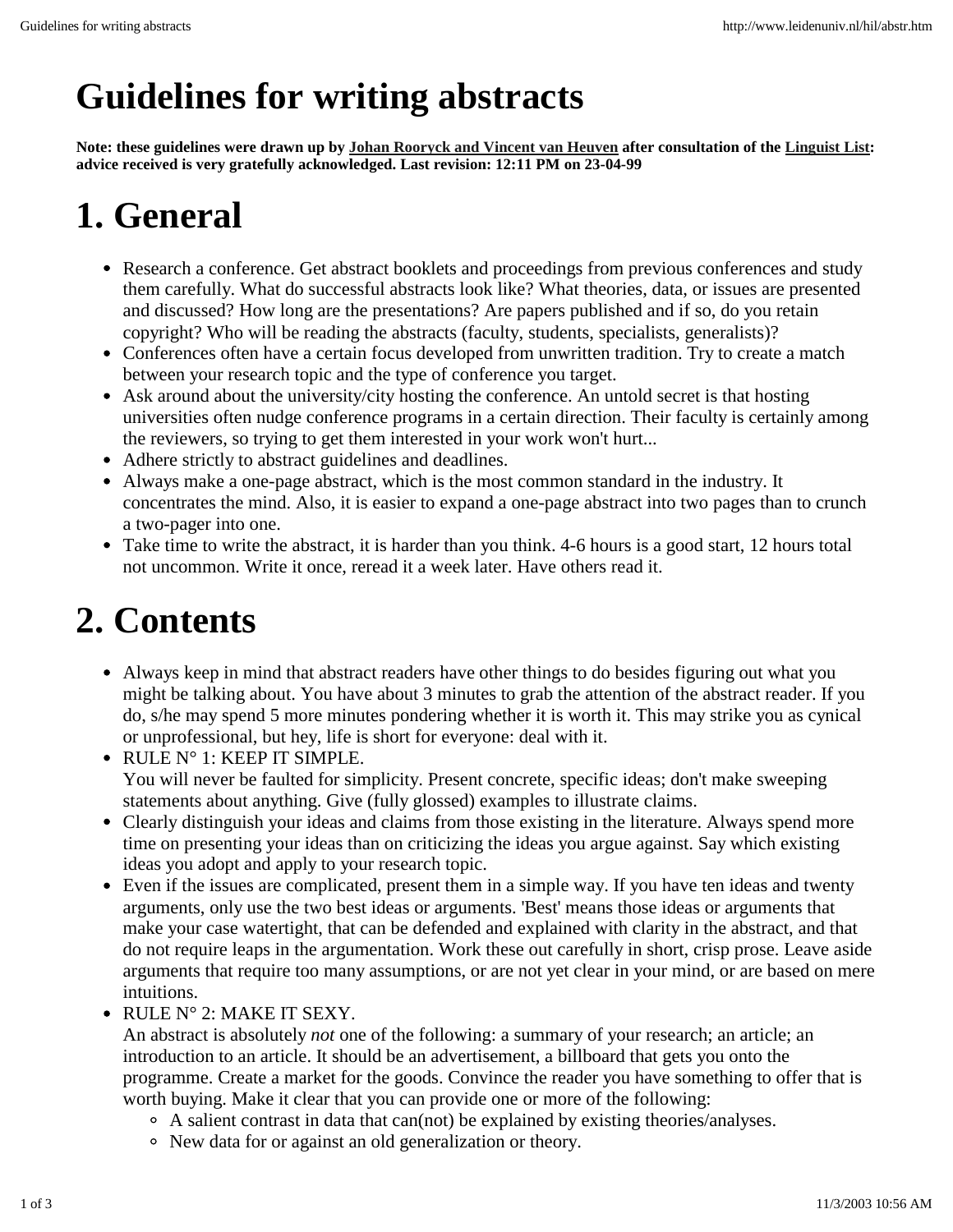# Guidelines for writing abstracts

**Note: these guidelines were drawn up by Johan Rooryck and Vincent van Heuven after consultation of the Linguist List: advice received is very gratefully acknowledged. Last revision: 12:11 PM on 23-04-99**

# 1. General

- Research a conference. Get abstract booklets and proceedings from previous conferences and study them carefully. What do successful abstracts look like? What theories, data, or issues are presented and discussed? How long are the presentations? Are papers published and if so, do you retain copyright? Who will be reading the abstracts (faculty, students, specialists, generalists)?
- Conferences often have a certain focus developed from unwritten tradition. Try to create a match between your research topic and the type of conference you target.
- Ask around about the university/city hosting the conference. An untold secret is that hosting universities often nudge conference programs in a certain direction. Their faculty is certainly among the reviewers, so trying to get them interested in your work won't hurt...
- Adhere strictly to abstract guidelines and deadlines.
- Always make a one-page abstract, which is the most common standard in the industry. It concentrates the mind. Also, it is easier to expand a one-page abstract into two pages than to crunch a two-pager into one.
- Take time to write the abstract, it is harder than you think. 4-6 hours is a good start, 12 hours total not uncommon. Write it once, reread it a week later. Have others read it.

# 2. Contents

- Always keep in mind that abstract readers have other things to do besides figuring out what you might be talking about. You have about 3 minutes to grab the attention of the abstract reader. If you do, s/he may spend 5 more minutes pondering whether it is worth it. This may strike you as cynical or unprofessional, but hey, life is short for everyone: deal with it.
- RULE N° 1: KEEP IT SIMPLE.
  You will never be faulted for simplicity. Present concrete, specific ideas; don't make sweeping statements about anything. Give (fully glossed) examples to illustrate claims.
- Clearly distinguish your ideas and claims from those existing in the literature. Always spend more time on presenting your ideas than on criticizing the ideas you argue against. Say which existing ideas you adopt and apply to your research topic.
- Even if the issues are complicated, present them in a simple way. If you have ten ideas and twenty arguments, only use the two best ideas or arguments. 'Best' means those ideas or arguments that make your case watertight, that can be defended and explained with clarity in the abstract, and that do not require leaps in the argumentation. Work these out carefully in short, crisp prose. Leave aside arguments that require too many assumptions, or are not yet clear in your mind, or are based on mere intuitions.
- RULE N° 2: MAKE IT SEXY.
  An abstract is absolutely *not* one of the following: a summary of your research; an article; an introduction to an article. It should be an advertisement, a billboard that gets you onto the programme. Create a market for the goods. Convince the reader you have something to offer that is worth buying. Make it clear that you can provide one or more of the following:
  - A salient contrast in data that can(not) be explained by existing theories/analyses.
  - New data for or against an old generalization or theory.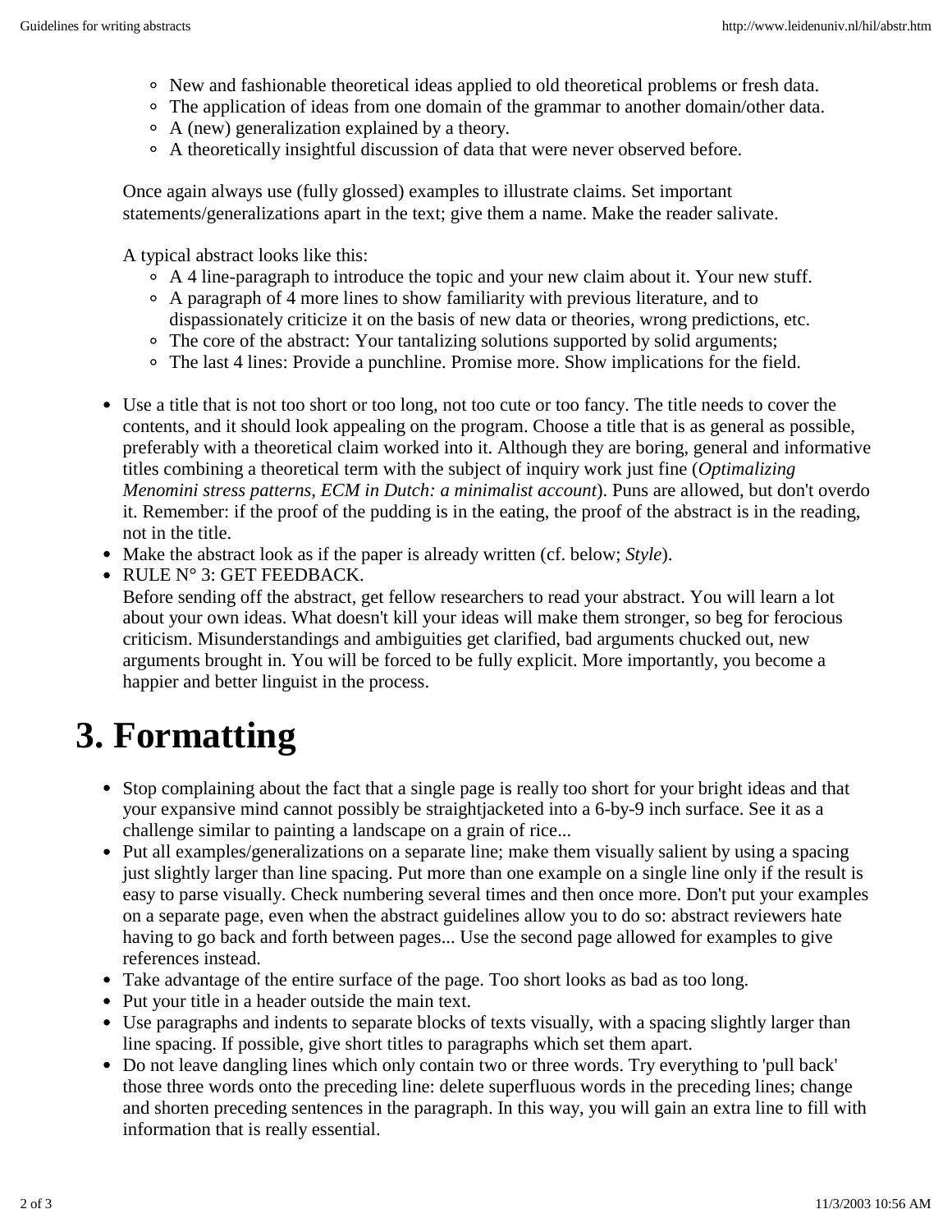- New and fashionable theoretical ideas applied to old theoretical problems or fresh data.
- The application of ideas from one domain of the grammar to another domain/other data.
- A (new) generalization explained by a theory.
- A theoretically insightful discussion of data that were never observed before.

Once again always use (fully glossed) examples to illustrate claims. Set important statements/generalizations apart in the text; give them a name. Make the reader salivate.

A typical abstract looks like this:

- A 4 line-paragraph to introduce the topic and your new claim about it. Your new stuff.
- A paragraph of 4 more lines to show familiarity with previous literature, and to dispassionately criticize it on the basis of new data or theories, wrong predictions, etc.
- The core of the abstract: Your tantalizing solutions supported by solid arguments;
- The last 4 lines: Provide a punchline. Promise more. Show implications for the field.

- Use a title that is not too short or too long, not too cute or too fancy. The title needs to cover the contents, and it should look appealing on the program. Choose a title that is as general as possible, preferably with a theoretical claim worked into it. Although they are boring, general and informative titles combining a theoretical term with the subject of inquiry work just fine (*Optimalizing Menomini stress patterns, ECM in Dutch: a minimalist account*). Puns are allowed, but don't overdo it. Remember: if the proof of the pudding is in the eating, the proof of the abstract is in the reading, not in the title.
- Make the abstract look as if the paper is already written (cf. below; *Style*).
- RULE N° 3: GET FEEDBACK.
  Before sending off the abstract, get fellow researchers to read your abstract. You will learn a lot about your own ideas. What doesn't kill your ideas will make them stronger, so beg for ferocious criticism. Misunderstandings and ambiguities get clarified, bad arguments chucked out, new arguments brought in. You will be forced to be fully explicit. More importantly, you become a happier and better linguist in the process.

# 3. Formatting

- Stop complaining about the fact that a single page is really too short for your bright ideas and that your expansive mind cannot possibly be straightjacketed into a 6-by-9 inch surface. See it as a challenge similar to painting a landscape on a grain of rice...
- Put all examples/generalizations on a separate line; make them visually salient by using a spacing just slightly larger than line spacing. Put more than one example on a single line only if the result is easy to parse visually. Check numbering several times and then once more. Don't put your examples on a separate page, even when the abstract guidelines allow you to do so: abstract reviewers hate having to go back and forth between pages... Use the second page allowed for examples to give references instead.
- Take advantage of the entire surface of the page. Too short looks as bad as too long.
- Put your title in a header outside the main text.
- Use paragraphs and indents to separate blocks of texts visually, with a spacing slightly larger than line spacing. If possible, give short titles to paragraphs which set them apart.
- Do not leave dangling lines which only contain two or three words. Try everything to 'pull back' those three words onto the preceding line: delete superfluous words in the preceding lines; change and shorten preceding sentences in the paragraph. In this way, you will gain an extra line to fill with information that is really essential.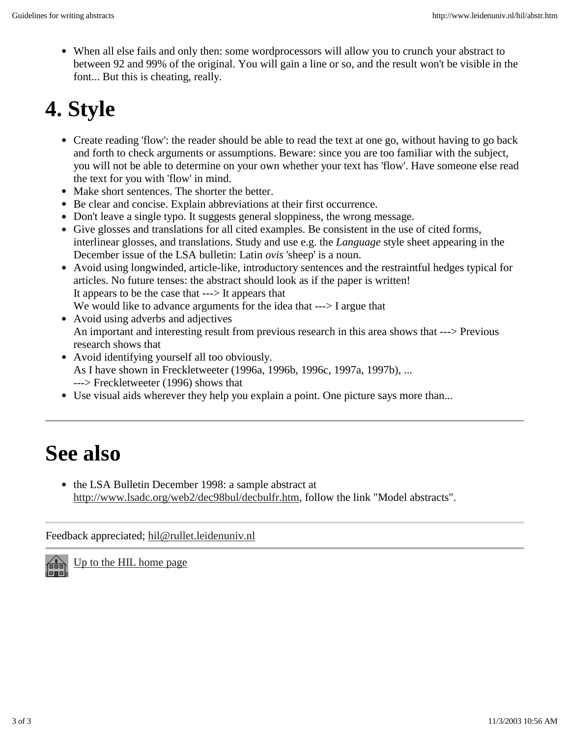- When all else fails and only then: some wordprocessors will allow you to crunch your abstract to between 92 and 99% of the original. You will gain a line or so, and the result won't be visible in the font... But this is cheating, really.

# 4. Style

- Create reading 'flow': the reader should be able to read the text at one go, without having to go back and forth to check arguments or assumptions. Beware: since you are too familiar with the subject, you will not be able to determine on your own whether your text has 'flow'. Have someone else read the text for you with 'flow' in mind.
- Make short sentences. The shorter the better.
- Be clear and concise. Explain abbreviations at their first occurrence.
- Don't leave a single typo. It suggests general sloppiness, the wrong message.
- Give glosses and translations for all cited examples. Be consistent in the use of cited forms, interlinear glosses, and translations. Study and use e.g. the *Language* style sheet appearing in the December issue of the LSA bulletin: Latin *ovis* 'sheep' is a noun.
- Avoid using longwinded, article-like, introductory sentences and the restraintful hedges typical for articles. No future tenses: the abstract should look as if the paper is written!  
  It appears to be the case that ---> It appears that  
  We would like to advance arguments for the idea that ---> I argue that
- Avoid using adverbs and adjectives  
  An important and interesting result from previous research in this area shows that ---> Previous research shows that
- Avoid identifying yourself all too obviously.  
  As I have shown in Freckletweeter (1996a, 1996b, 1996c, 1997a, 1997b), ...  
  ---> Freckletweeter (1996) shows that
- Use visual aids wherever they help you explain a point. One picture says more than...

---

# See also

- the LSA Bulletin December 1998: a sample abstract at http://www.lsadc.org/web2/dec98bul/decbulfr.htm, follow the link "Model abstracts".

---

Feedback appreciated; hil@rullet.leidenuniv.nl

---

Up to the HIL home page